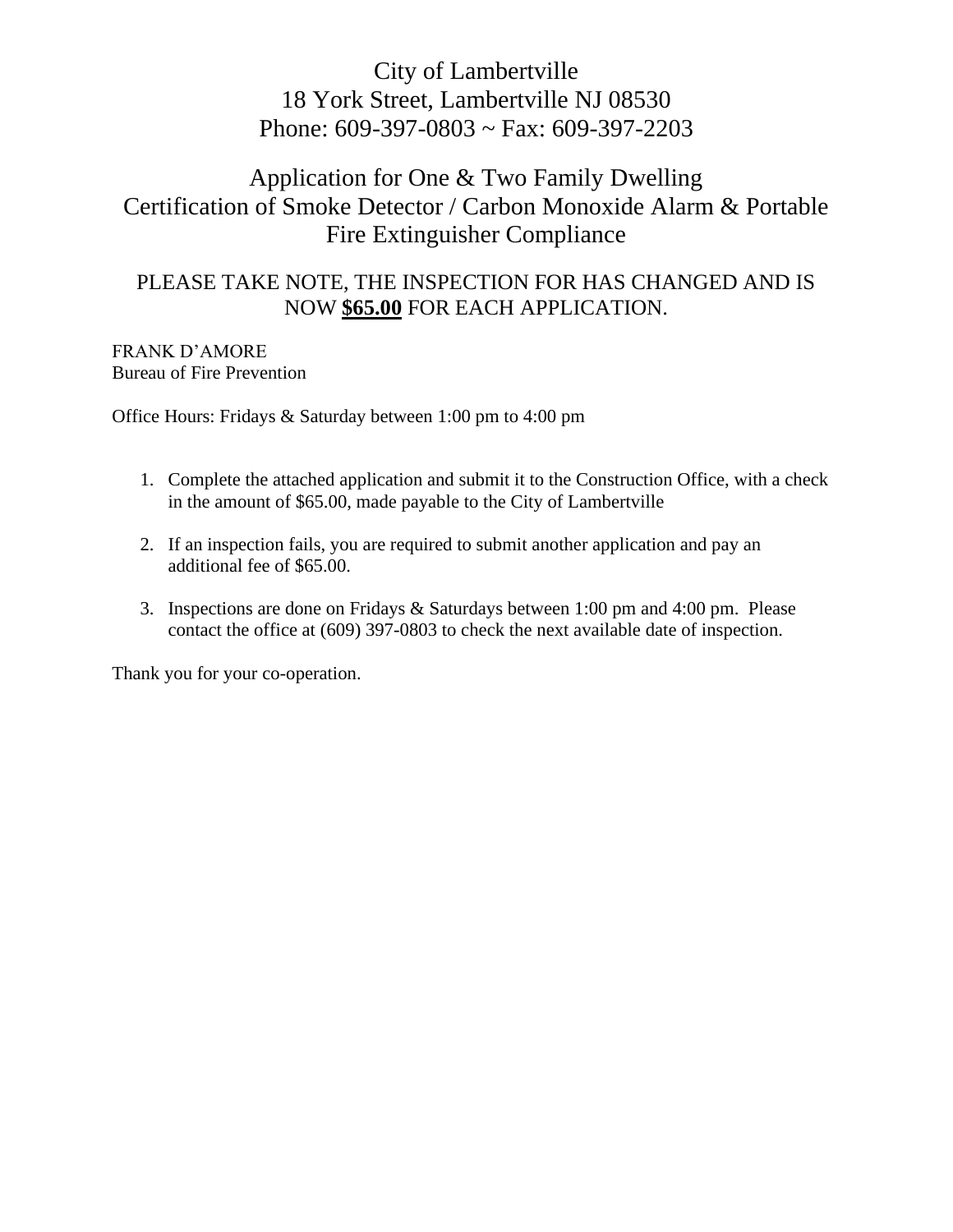# City of Lambertville

18 York Street, Lambertville NJ 08530
Phone: 609-397-0803 ~ Fax: 609-397-2203

## Application for One & Two Family Dwelling Certification of Smoke Detector / Carbon Monoxide Alarm & Portable Fire Extinguisher Compliance

PLEASE TAKE NOTE, THE INSPECTION FOR HAS CHANGED AND IS NOW **$65.00** FOR EACH APPLICATION.

FRANK D'AMORE
Bureau of Fire Prevention

Office Hours: Fridays & Saturday between 1:00 pm to 4:00 pm

1. Complete the attached application and submit it to the Construction Office, with a check in the amount of $65.00, made payable to the City of Lambertville
2. If an inspection fails, you are required to submit another application and pay an additional fee of $65.00.
3. Inspections are done on Fridays & Saturdays between 1:00 pm and 4:00 pm. Please contact the office at (609) 397-0803 to check the next available date of inspection.

Thank you for your co-operation.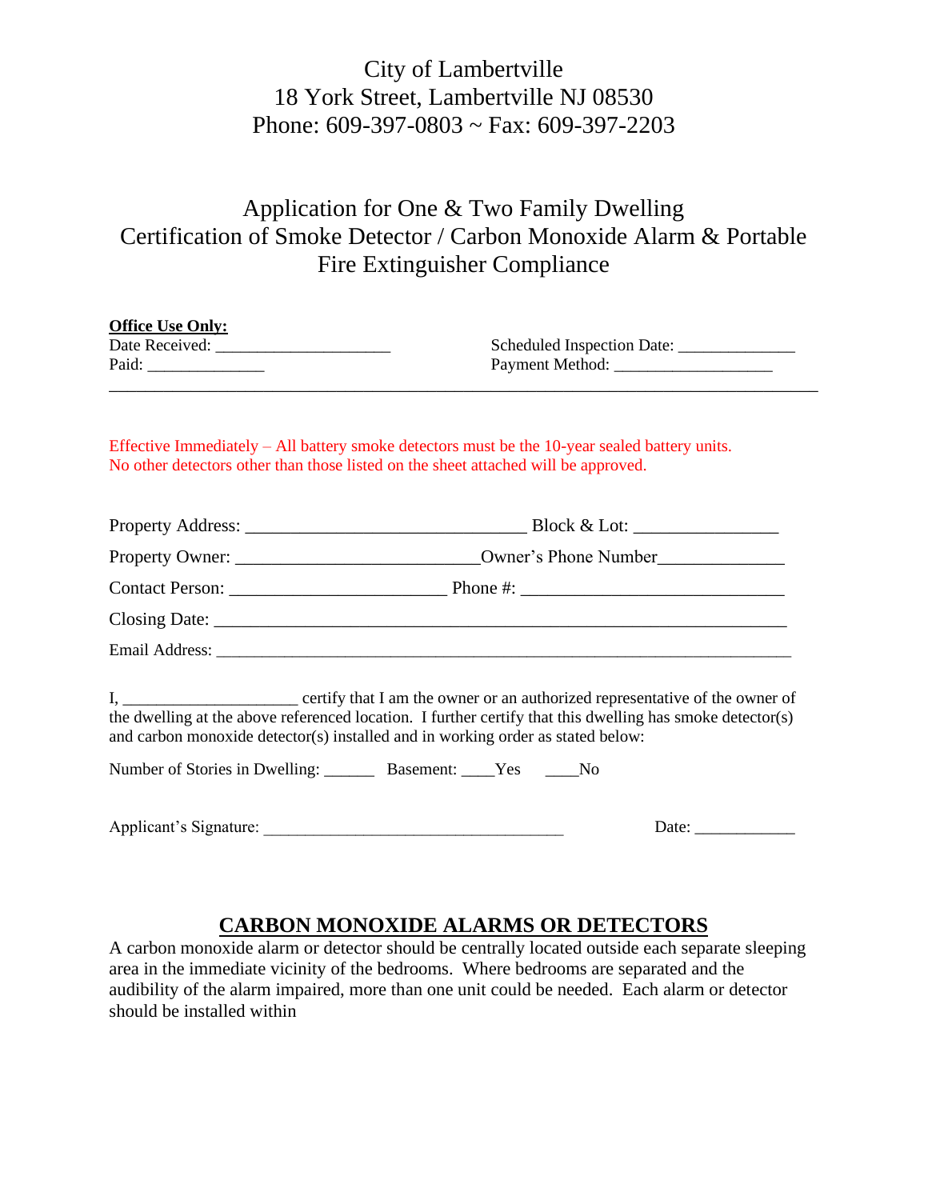City of Lambertville
18 York Street, Lambertville NJ 08530
Phone: 609-397-0803 ~ Fax: 609-397-2203

# Application for One & Two Family Dwelling Certification of Smoke Detector / Carbon Monoxide Alarm & Portable Fire Extinguisher Compliance

**Office Use Only:**

Date Received: ____________________ Scheduled Inspection Date: _____________

Paid: _____________ Payment Method: __________________

---

Effective Immediately – All battery smoke detectors must be the 10-year sealed battery units. No other detectors other than those listed on the sheet attached will be approved.

Property Address: _______________________________ Block & Lot: _______________

Property Owner: __________________________Owner's Phone Number_____________

Contact Person: ________________________ Phone #: ____________________________

Closing Date: ________________________________________________________________

Email Address: _______________________________________________________________

I, ____________________ certify that I am the owner or an authorized representative of the owner of the dwelling at the above referenced location. I further certify that this dwelling has smoke detector(s) and carbon monoxide detector(s) installed and in working order as stated below:

Number of Stories in Dwelling: ______ Basement: ____Yes ____No

Applicant's Signature: __________________________________ Date: ___________

## CARBON MONOXIDE ALARMS OR DETECTORS

A carbon monoxide alarm or detector should be centrally located outside each separate sleeping area in the immediate vicinity of the bedrooms. Where bedrooms are separated and the audibility of the alarm impaired, more than one unit could be needed. Each alarm or detector should be installed within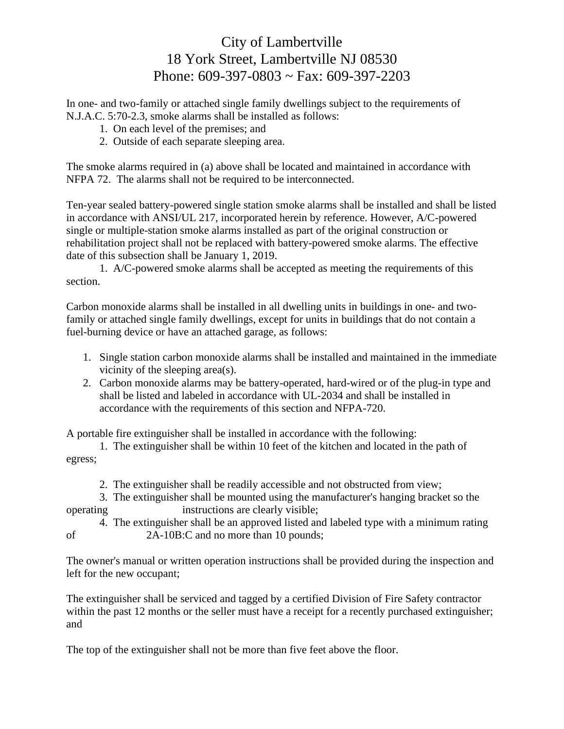# City of Lambertville
18 York Street, Lambertville NJ 08530
Phone: 609-397-0803 ~ Fax: 609-397-2203

In one- and two-family or attached single family dwellings subject to the requirements of N.J.A.C. 5:70-2.3, smoke alarms shall be installed as follows:

1. On each level of the premises; and
2. Outside of each separate sleeping area.

The smoke alarms required in (a) above shall be located and maintained in accordance with NFPA 72. The alarms shall not be required to be interconnected.

Ten-year sealed battery-powered single station smoke alarms shall be installed and shall be listed in accordance with ANSI/UL 217, incorporated herein by reference. However, A/C-powered single or multiple-station smoke alarms installed as part of the original construction or rehabilitation project shall not be replaced with battery-powered smoke alarms. The effective date of this subsection shall be January 1, 2019.

1. A/C-powered smoke alarms shall be accepted as meeting the requirements of this section.

Carbon monoxide alarms shall be installed in all dwelling units in buildings in one- and two-family or attached single family dwellings, except for units in buildings that do not contain a fuel-burning device or have an attached garage, as follows:

1. Single station carbon monoxide alarms shall be installed and maintained in the immediate vicinity of the sleeping area(s).
2. Carbon monoxide alarms may be battery-operated, hard-wired or of the plug-in type and shall be listed and labeled in accordance with UL-2034 and shall be installed in accordance with the requirements of this section and NFPA-720.

A portable fire extinguisher shall be installed in accordance with the following:

1. The extinguisher shall be within 10 feet of the kitchen and located in the path of egress;
2. The extinguisher shall be readily accessible and not obstructed from view;
3. The extinguisher shall be mounted using the manufacturer's hanging bracket so the operating instructions are clearly visible;
4. The extinguisher shall be an approved listed and labeled type with a minimum rating of 2A-10B:C and no more than 10 pounds;

The owner's manual or written operation instructions shall be provided during the inspection and left for the new occupant;

The extinguisher shall be serviced and tagged by a certified Division of Fire Safety contractor within the past 12 months or the seller must have a receipt for a recently purchased extinguisher; and

The top of the extinguisher shall not be more than five feet above the floor.